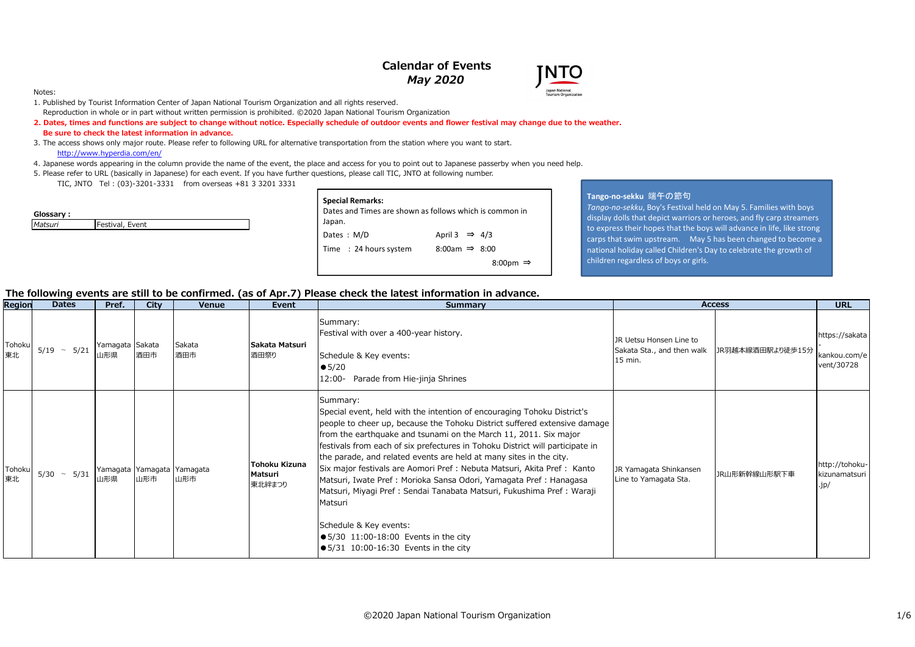# Calendar of Events
## *May 2020*

Notes:

1. Published by Tourist Information Center of Japan National Tourism Organization and all rights reserved.
   Reproduction in whole or in part without written permission is prohibited. ©2020 Japan National Tourism Organization
2. **Dates, times and functions are subject to change without notice. Especially schedule of outdoor events and flower festival may change due to the weather.**
   **Be sure to check the latest information in advance.**
3. The access shows only major route. Please refer to following URL for alternative transportation from the station where you want to start.
   http://www.hyperdia.com/en/
4. Japanese words appearing in the column provide the name of the event, the place and access for you to point out to Japanese passerby when you need help.
5. Please refer to URL (basically in Japanese) for each event. If you have further questions, please call TIC, JNTO at following number.
   TIC, JNTO　Tel : (03)-3201-3331　from overseas +81 3 3201 3331

**Glossary :**

| | |
|---|---|
| *Matsuri* | Festival, Event |

**Special Remarks:**
Dates and Times are shown as follows which is common in Japan.

| | | |
|---|---|---|
| Dates : M/D | April 3 ⇒ 4/3 | |
| Time : 24 hours system | 8:00am ⇒ 8:00 | |
| | | 8:00pm ⇒ |

**Tango-no-sekku 端午の節句**
*Tango-no-sekku*, Boy's Festival held on May 5. Families with boys display dolls that depict warriors or heroes, and fly carp streamers to express their hopes that the boys will advance in life, like strong carps that swim upstream. May 5 has been changed to become a national holiday called Children's Day to celebrate the growth of children regardless of boys or girls.

**The following events are still to be confirmed. (as of Apr.7) Please check the latest information in advance.**

| Region | Dates | Pref. | City | Venue | Event | Summary | Access | | URL |
|---|---|---|---|---|---|---|---|---|---|
| Tohoku 東北 | 5/19 ~ 5/21 | Yamagata 山形県 | Sakata 酒田市 | Sakata 酒田市 | **Sakata Matsuri** 酒田祭り | Summary:<br>Festival with over a 400-year history.<br><br>Schedule & Key events:<br>●5/20<br>12:00- Parade from Hie-jinja Shrines | JR Uetsu Honsen Line to Sakata Sta., and then walk 15 min. | JR羽越本線酒田駅より徒歩15分 | https://sakata-kankou.com/event/30728 |
| Tohoku 東北 | 5/30 ~ 5/31 | Yamagata 山形県 | Yamagata 山形市 | Yamagata 山形市 | **Tohoku Kizuna Matsuri** 東北絆まつり | Summary:<br>Special event, held with the intention of encouraging Tohoku District's people to cheer up, because the Tohoku District suffered extensive damage from the earthquake and tsunami on the March 11, 2011. Six major festivals from each of six prefectures in Tohoku District will participate in the parade, and related events are held at many sites in the city.<br>Six major festivals are Aomori Pref : Nebuta Matsuri, Akita Pref : Kanto Matsuri, Iwate Pref : Morioka Sansa Odori, Yamagata Pref : Hanagasa Matsuri, Miyagi Pref : Sendai Tanabata Matsuri, Fukushima Pref : Waraji Matsuri<br><br>Schedule & Key events:<br>●5/30 11:00-18:00 Events in the city<br>●5/31 10:00-16:30 Events in the city | JR Yamagata Shinkansen Line to Yamagata Sta. | JR山形新幹線山形駅下車 | http://tohoku-kizunamatsuri.jp/ |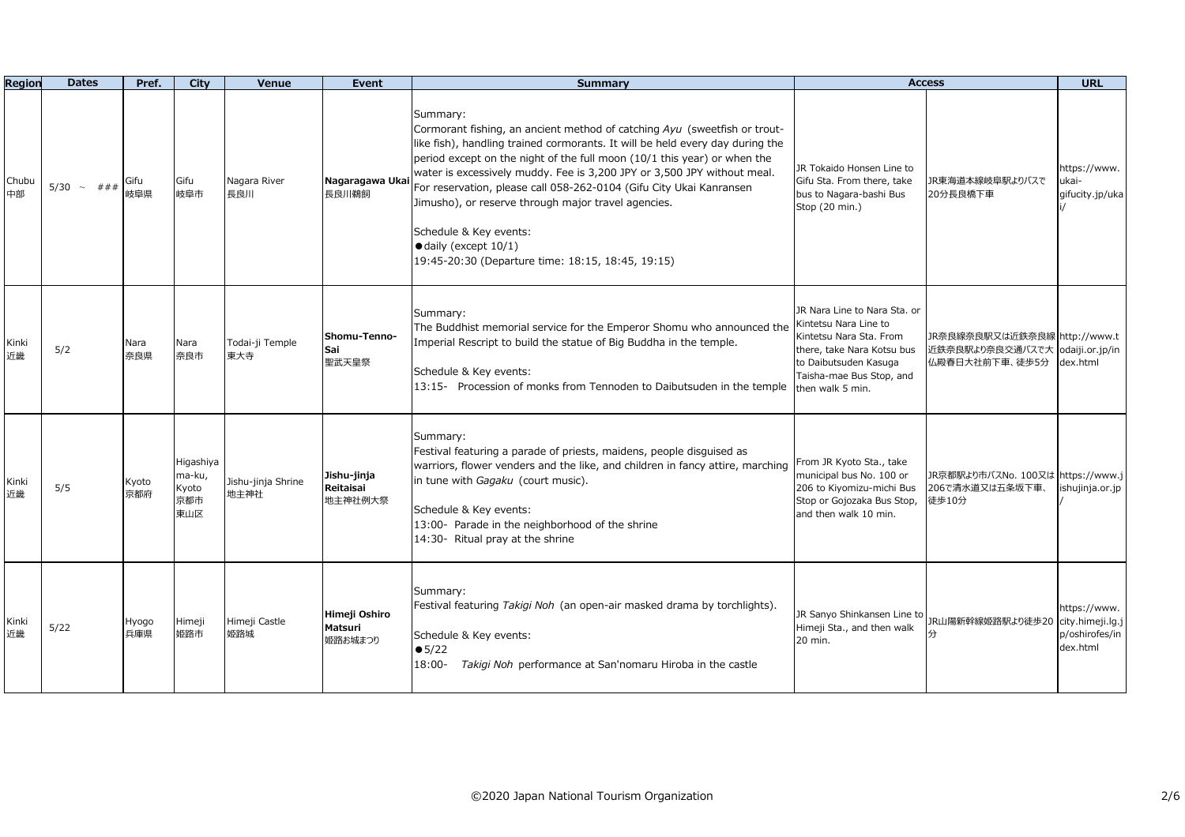| Region | Dates | Pref. | City | Venue | Event | Summary | Access | | URL |
|---|---|---|---|---|---|---|---|---|---|
| Chubu<br>中部 | 5/30 ～ ### | Gifu<br>岐阜県 | Gifu<br>岐阜市 | Nagara River<br>長良川 | **Nagaragawa Ukai**<br>長良川鵜飼 | Summary:<br>Cormorant fishing, an ancient method of catching *Ayu* (sweetfish or trout-like fish), handling trained cormorants. It will be held every day during the period except on the night of the full moon (10/1 this year) or when the water is excessively muddy. Fee is 3,200 JPY or 3,500 JPY without meal. For reservation, please call 058-262-0104 (Gifu City Ukai Kanransen Jimusho), or reserve through major travel agencies.<br><br>Schedule & Key events:<br>●daily (except 10/1)<br>19:45-20:30 (Departure time: 18:15, 18:45, 19:15) | JR Tokaido Honsen Line to Gifu Sta. From there, take bus to Nagara-bashi Bus Stop (20 min.) | JR東海道本線岐阜駅よりバスで20分長良橋下車 | https://www.ukai-gifucity.jp/ukai/ |
| Kinki<br>近畿 | 5/2 | Nara<br>奈良県 | Nara<br>奈良市 | Todai-ji Temple<br>東大寺 | **Shomu-Tenno-Sai**<br>聖武天皇祭 | Summary:<br>The Buddhist memorial service for the Emperor Shomu who announced the Imperial Rescript to build the statue of Big Buddha in the temple.<br><br>Schedule & Key events:<br>13:15- Procession of monks from Tennoden to Daibutsuden in the temple | JR Nara Line to Nara Sta. or Kintetsu Nara Line to Kintetsu Nara Sta. From there, take Nara Kotsu bus to Daibutsuden Kasuga Taisha-mae Bus Stop, and then walk 5 min. | JR奈良線奈良駅又は近鉄奈良線近鉄奈良駅より奈良交通バスで大仏殿春日大社前下車、徒歩5分 | http://www.todaiji.or.jp/index.html |
| Kinki<br>近畿 | 5/5 | Kyoto<br>京都府 | Higashiyama-ku, Kyoto<br>京都市東山区 | Jishu-jinja Shrine<br>地主神社 | **Jishu-jinja Reitaisai**<br>地主神社例大祭 | Summary:<br>Festival featuring a parade of priests, maidens, people disguised as warriors, flower venders and the like, and children in fancy attire, marching in tune with *Gagaku* (court music).<br><br>Schedule & Key events:<br>13:00- Parade in the neighborhood of the shrine<br>14:30- Ritual pray at the shrine | From JR Kyoto Sta., take municipal bus No. 100 or 206 to Kiyomizu-michi Bus Stop or Gojozaka Bus Stop, and then walk 10 min. | JR京都駅より市バスNo. 100又は206で清水道又は五条坂下車、徒歩10分 | https://www.jishujinja.or.jp/ |
| Kinki<br>近畿 | 5/22 | Hyogo<br>兵庫県 | Himeji<br>姫路市 | Himeji Castle<br>姫路城 | **Himeji Oshiro Matsuri**<br>姫路お城まつり | Summary:<br>Festival featuring *Takigi Noh* (an open-air masked drama by torchlights).<br><br>Schedule & Key events:<br>●5/22<br>18:00- *Takigi Noh* performance at San'nomaru Hiroba in the castle | JR Sanyo Shinkansen Line to Himeji Sta., and then walk 20 min. | JR山陽新幹線姫路駅より徒歩20分 | https://www.city.himeji.lg.jp/oshirofes/index.html |

©2020 Japan National Tourism Organization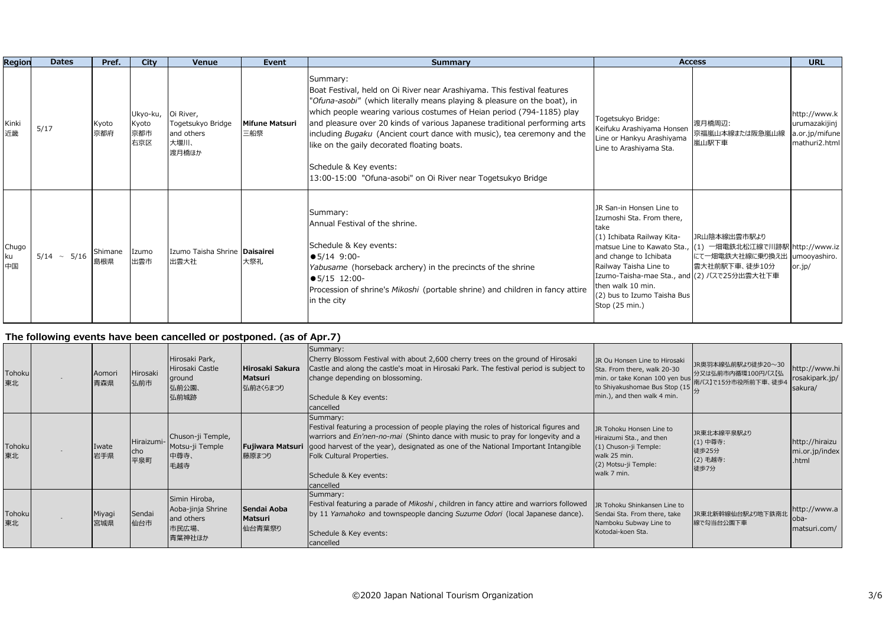| Region | Dates | Pref. | City | Venue | Event | Summary | Access | | URL |
|---|---|---|---|---|---|---|---|---|---|
| Kinki 近畿 | 5/17 | Kyoto 京都府 | Ukyo-ku, Kyoto 京都市右京区 | Oi River, Togetsukyo Bridge and others 大堰川、渡月橋ほか | **Mifune Matsuri** 三船祭 | Summary:<br>Boat Festival, held on Oi River near Arashiyama. This festival features "*Ofuna-asobi*" (which literally means playing & pleasure on the boat), in which people wearing various costumes of Heian period (794-1185) play and pleasure over 20 kinds of various Japanese traditional performing arts including *Bugaku* (Ancient court dance with music), tea ceremony and the like on the gaily decorated floating boats.<br><br>Schedule & Key events:<br>13:00-15:00 "Ofuna-asobi" on Oi River near Togetsukyo Bridge | Togetsukyo Bridge:<br>Keifuku Arashiyama Honsen Line or Hankyu Arashiyama Line to Arashiyama Sta. | 渡月橋周辺:<br>京福嵐山本線または阪急嵐山線嵐山駅下車 | http://www.kurumazakijinja.or.jp/mifunemathuri2.html |
| Chugoku 中国 | 5/14 ～ 5/16 | Shimane 島根県 | Izumo 出雲市 | Izumo Taisha Shrine 出雲大社 | **Daisairei** 大祭礼 | Summary:<br>Annual Festival of the shrine.<br><br>Schedule & Key events:<br>●5/14 9:00-<br>*Yabusame* (horseback archery) in the precincts of the shrine<br>●5/15 12:00-<br>Procession of shrine's *Mikoshi* (portable shrine) and children in fancy attire in the city | JR San-in Honsen Line to Izumoshi Sta. From there, take<br>(1) Ichibata Railway Kita-matsue Line to Kawato Sta., and change to Ichibata Railway Taisha Line to Izumo-Taisha-mae Sta., and then walk 10 min.<br>(2) bus to Izumo Taisha Bus Stop (25 min.) | JR山陰本線出雲市駅より<br>(1) 一畑電鉄北松江線で川跡駅にて一畑電鉄大社線に乗り換え出雲大社前駅下車、徒歩10分<br>(2) バスで25分出雲大社下車 | http://www.izumooyashiro.or.jp/ |

### The following events have been cancelled or postponed. (as of Apr.7)

| Region | Dates | Pref. | City | Venue | Event | Summary | Access | | URL |
|---|---|---|---|---|---|---|---|---|---|
| Tohoku 東北 | - | Aomori 青森県 | Hirosaki 弘前市 | Hirosaki Park, Hirosaki Castle ground 弘前公園、弘前城跡 | **Hirosaki Sakura Matsuri** 弘前さくらまつり | Summary:<br>Cherry Blossom Festival with about 2,600 cherry trees on the ground of Hirosaki Castle and along the castle's moat in Hirosaki Park. The festival period is subject to change depending on blossoming.<br><br>Schedule & Key events:<br>cancelled | JR Ou Honsen Line to Hirosaki Sta. From there, walk 20-30 min. or take Konan 100 yen bus to Shiyakushomae Bus Stop (15 min.), and then walk 4 min. | JR奥羽本線弘前駅より徒歩20～30分又は弘前市内循環100円バス[弘南バス]で15分市役所前下車、徒歩4分 | http://www.hirosakipark.jp/sakura/ |
| Tohoku 東北 | - | Iwate 岩手県 | Hiraizumi-cho 平泉町 | Chuson-ji Temple, Motsu-ji Temple 中尊寺、毛越寺 | **Fujiwara Matsuri** 藤原まつり | Summary:<br>Festival featuring a procession of people playing the roles of historical figures and warriors and *En'nen-no-mai* (Shinto dance with music to pray for longevity and a good harvest of the year), designated as one of the National Important Intangible Folk Cultural Properties.<br><br>Schedule & Key events:<br>cancelled | JR Tohoku Honsen Line to Hiraizumi Sta., and then<br>(1) Chuson-ji Temple: walk 25 min.<br>(2) Motsu-ji Temple: walk 7 min. | JR東北本線平泉駅より<br>(1) 中尊寺: 徒歩25分<br>(2) 毛越寺: 徒歩7分 | http://hiraizumi.or.jp/index.html |
| Tohoku 東北 | - | Miyagi 宮城県 | Sendai 仙台市 | Simin Hiroba, Aoba-jinja Shrine and others 市民広場、青葉神社ほか | **Sendai Aoba Matsuri** 仙台青葉祭り | Summary:<br>Festival featuring a parade of *Mikoshi*, children in fancy attire and warriors followed by 11 *Yamahoko* and townspeople dancing *Suzume Odori* (local Japanese dance).<br><br>Schedule & Key events:<br>cancelled | JR Tohoku Shinkansen Line to Sendai Sta. From there, take Namboku Subway Line to Kotodai-koen Sta. | JR東北新幹線仙台駅より地下鉄南北線で勾当台公園下車 | http://www.aoba-matsuri.com/ |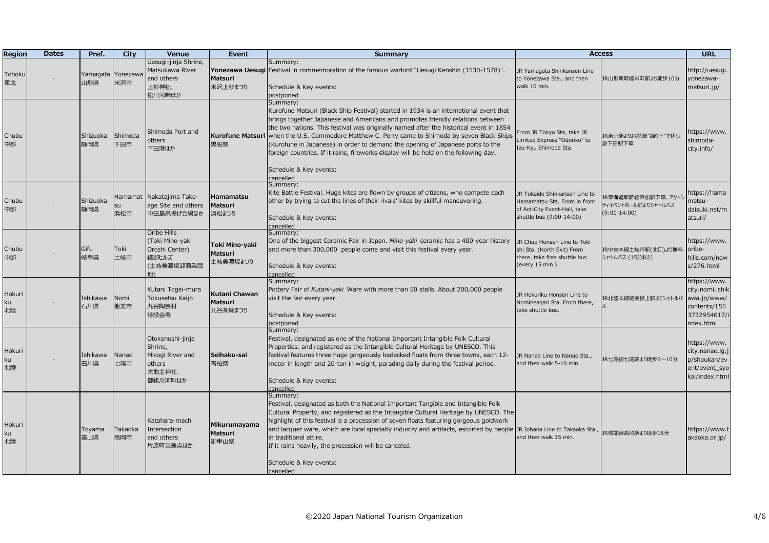| Region | Dates | Pref. | City | Venue | Event | Summary | Access | | URL |
|---|---|---|---|---|---|---|---|---|---|
| Tohoku 東北 | - | Yamagata 山形県 | Yonezawa 米沢市 | Uesugi-jinja Shrine, Matsukawa River and others 上杉神社、松川河畔ほか | **Yonezawa Uesugi Matsuri** 米沢上杉まつり | Summary: Festival in commemoration of the famous warlord "Uesugi Kenshin (1530-1578)". Schedule & Key events: postponed | JR Yamagata Shinkansen Line to Yonezawa Sta., and then walk 10 min. | JR山形新幹線米沢駅より徒歩10分 | http://uesugi.yonezawa-matsuri.jp/ |
| Chubu 中部 | - | Shizuoka 静岡県 | Shimoda 下田市 | Shimoda Port and others 下田港ほか | **Kurofune Matsuri** 黒船祭 | Summary: Kurofune Matsuri (Black Ship Festival) started in 1934 is an international event that brings together Japanese and Americans and promotes friendly relations between the two nations. This festival was originally named after the historical event in 1854 when the U.S. Commodore Matthew C. Perry came to Shimoda by seven Black Ships (Kurofune in Japanese) in order to demand the opening of Japanese ports to the foreign countries. If it rains, fireworks display will be held on the following day. Schedule & Key events: cancelled | From JR Tokyo Sta, take JR Limited Express "Odoriko" to Izu-Kyu Shimoda Sta. | JR東京駅よりJR特急"踊り子"で伊豆急下田駅下車 | https://www.shimoda-city.info/ |
| Chubu 中部 | - | Shizuoka 静岡県 | Hamamatsu 浜松市 | Nakatajima Tako-age Site and others 中田島凧揚げ会場ほか | **Hamamatsu Matsuri** 浜松まつり | Summary: Kite Battle Festival. Huge kites are flown by groups of citizens, who compete each other by trying to cut the lines of their rivals' kites by skillful maneuvering. Schedule & Key events: cancelled | JR Tokaido Shinkansen Line to Hamamatsu Sta. From in front of Act-City Event-Hall, take shuttle bus (9:00-14:00) | JR東海道新幹線浜松駅下車、アクトシティイベントホール前よりシャトルバス (9:00-14:00) | https://hamamatsu-daisuki.net/matsuri/ |
| Chubu 中部 | - | Gifu 岐阜県 | Toki 土岐市 | Oribe Hills (Toki Mino-yaki Oroshi Center) 織部ヒルズ (土岐美濃焼卸商業団地) | **Toki Mino-yaki Matsuri** 土岐美濃焼まつり | Summary: One of the biggest Ceramic Fair in Japan. *Mino-yaki* ceramic has a 400-year history and more than 300,000 people come and visit this festival every year. Schedule & Key events: cancelled | JR Chuo Honsen Line to Toki-shi Sta. (North Exit) From there, take free shuttle bus (every 15 min.) | JR中央本線土岐市駅(北口)より無料シャトルバス (15分おき) | https://www.oribe-hills.com/news/276.html |
| Hokuriku 北陸 | - | Ishikawa 石川県 | Nomi 能美市 | Kutani Togei-mura Tokusetsu Kaijo 九谷陶芸村 特設会場 | **Kutani Chawan Matsuri** 九谷茶碗まつり | Summary: Pottery Fair of *Kutani-yaki* Ware with more than 50 stalls. About 200,000 people visit the fair every year. Schedule & Key events: postponed | JR Hokuriku Honsen Line to Nomineagari Sta. From there, take shuttle bus. | JR北陸本線能美根上駅よりシャトルバス | https://www.city.nomi.ishikawa.jp/www/contents/1553732954617/index.html |
| Hokuriku 北陸 | - | Ishikawa 石川県 | Nanao 七尾市 | Otokonushi-jinja Shrine, Misogi River and others 大地主神社、御祓川河畔ほか | **Seihaku-sai** 青柏祭 | Summary: Festival, designated as one of the National Important Intangible Folk Cultural Properties, and registered as the Intangible Cultural Heritage by UNESCO. This festival features three huge gorgeously bedecked floats from three towns, each 12-meter in length and 20-ton in weight, parading daily during the festival period. Schedule & Key events: cancelled | JR Nanao Line to Nanao Sta., and then walk 5-10 min. | JR七尾線七尾駅より徒歩5～10分 | https://www.city.nanao.lg.jp/shoukan/event/event_syokai/index.html |
| Hokuriku 北陸 | - | Toyama 富山県 | Takaoka 高岡市 | Katahara-machi Intersection and others 片原町交差点ほか | **Mikurumayama Matsuri** 御車山祭 | Summary: Festival, designated as both the National Important Tangible and Intangible Folk Cultural Property, and registered as the Intangible Cultural Heritage by UNESCO. The highlight of this festival is a procession of seven floats featuring gorgeous goldwork and lacquer ware, which are local specialty industry and artifacts, escorted by people in traditional attire. If it rains heavily, the procession will be canceled. Schedule & Key events: cancelled | JR Johana Line to Takaoka Sta., and then walk 15 min. | JR城端線高岡駅より徒歩15分 | https://www.takaoka.or.jp/ |

©2020 Japan National Tourism Organization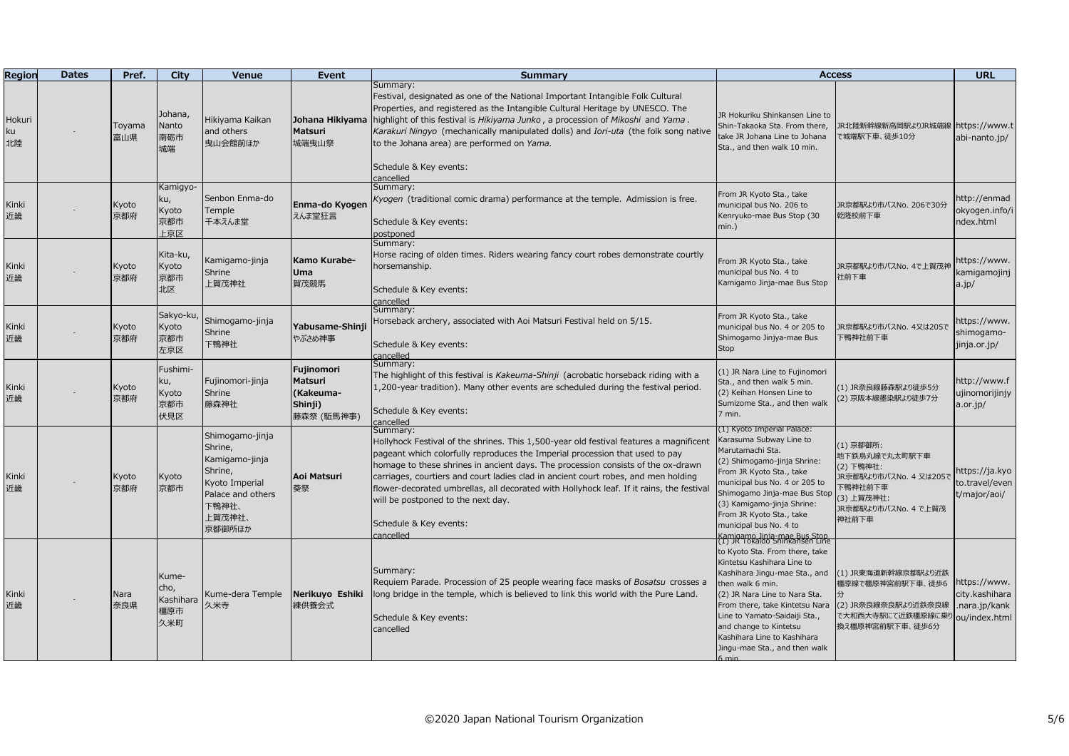| Region | Dates | Pref. | City | Venue | Event | Summary | Access | | URL |
|---|---|---|---|---|---|---|---|---|---|
| Hokuriku 北陸 | - | Toyama 富山県 | Johana, Nanto 南砺市 城端 | Hikiyama Kaikan and others 曳山会館前ほか | **Johana Hikiyama Matsuri** 城端曳山祭 | Summary:<br>Festival, designated as one of the National Important Intangible Folk Cultural Properties, and registered as the Intangible Cultural Heritage by UNESCO. The highlight of this festival is *Hikiyama Junko*, a procession of *Mikoshi* and *Yama*. *Karakuri Ningyo* (mechanically manipulated dolls) and *Iori-uta* (the folk song native to the Johana area) are performed on *Yama.*<br><br>Schedule & Key events:<br>cancelled | JR Hokuriku Shinkansen Line to Shin-Takaoka Sta. From there, take JR Johana Line to Johana Sta., and then walk 10 min. | JR北陸新幹線新高岡駅よりJR城端線で城端駅下車、徒歩10分 | https://www.tabi-nanto.jp/ |
| Kinki 近畿 | - | Kyoto 京都府 | Kamigyo-ku, Kyoto 京都市 上京区 | Senbon Enma-do Temple 千本えんま堂 | **Enma-do Kyogen** えんま堂狂言 | Summary:<br>*Kyogen* (traditional comic drama) performance at the temple. Admission is free.<br><br>Schedule & Key events:<br>postponed | From JR Kyoto Sta., take municipal bus No. 206 to Kenryuko-mae Bus Stop (30 min.) | JR京都駅より市バスNo. 206で30分乾隆校前下車 | http://enmadokyogen.info/index.html |
| Kinki 近畿 | - | Kyoto 京都府 | Kita-ku, Kyoto 京都市 北区 | Kamigamo-jinja Shrine 上賀茂神社 | **Kamo Kurabe-Uma** 賀茂競馬 | Summary:<br>Horse racing of olden times. Riders wearing fancy court robes demonstrate courtly horsemanship.<br><br>Schedule & Key events:<br>cancelled | From JR Kyoto Sta., take municipal bus No. 4 to Kamigamo Jinja-mae Bus Stop | JR京都駅より市バスNo. 4で上賀茂神社前下車 | https://www.kamigamojinja.jp/ |
| Kinki 近畿 | - | Kyoto 京都府 | Sakyo-ku, Kyoto 京都市 左京区 | Shimogamo-jinja Shrine 下鴨神社 | **Yabusame-Shinji** やぶさめ神事 | Summary:<br>Horseback archery, associated with Aoi Matsuri Festival held on 5/15.<br><br>Schedule & Key events:<br>cancelled | From JR Kyoto Sta., take municipal bus No. 4 or 205 to Shimogamo Jinjya-mae Bus Stop | JR京都駅より市バスNo. 4又は205で下鴨神社前下車 | https://www.shimogamo-jinja.or.jp/ |
| Kinki 近畿 | - | Kyoto 京都府 | Fushimi-ku, Kyoto 京都市 伏見区 | Fujinomori-jinja Shrine 藤森神社 | **Fujinomori Matsuri (Kakeuma-Shinji)** 藤森祭 (駈馬神事) | Summary:<br>The highlight of this festival is *Kakeuma-Shinji* (acrobatic horseback riding with a 1,200-year tradition). Many other events are scheduled during the festival period.<br><br>Schedule & Key events:<br>cancelled | (1) JR Nara Line to Fujinomori Sta., and then walk 5 min.<br>(2) Keihan Honsen Line to Sumizome Sta., and then walk 7 min. | (1) JR奈良線藤森駅より徒歩5分<br>(2) 京阪本線墨染駅より徒歩7分 | http://www.fujinomorijinjya.or.jp/ |
| Kinki 近畿 | - | Kyoto 京都府 | Kyoto 京都市 | Shimogamo-jinja Shrine, Kamigamo-jinja Shrine, Kyoto Imperial Palace and others 下鴨神社、上賀茂神社、京都御所ほか | **Aoi Matsuri** 葵祭 | Summary:<br>Hollyhock Festival of the shrines. This 1,500-year old festival features a magnificent pageant which colorfully reproduces the Imperial procession that used to pay homage to these shrines in ancient days. The procession consists of the ox-drawn carriages, courtiers and court ladies clad in ancient court robes, and men holding flower-decorated umbrellas, all decorated with Hollyhock leaf. If it rains, the festival will be postponed to the next day.<br><br>Schedule & Key events:<br>cancelled | (1) Kyoto Imperial Palace: Karasuma Subway Line to Marutamachi Sta.<br>(2) Shimogamo-jinja Shrine: From JR Kyoto Sta., take municipal bus No. 4 or 205 to Shimogamo Jinja-mae Bus Stop<br>(3) Kamigamo-jinja Shrine: From JR Kyoto Sta., take municipal bus No. 4 to Kamigamo Jinja-mae Bus Stop | (1) 京都御所:<br>地下鉄烏丸線で丸太町駅下車<br>(2) 下鴨神社:<br>JR京都駅より市バスNo. 4 又は205で下鴨神社前下車<br>(3) 上賀茂神社:<br>JR京都駅より市バスNo. 4 で上賀茂神社前下車 | https://ja.kyoto.travel/event/major/aoi/ |
| Kinki 近畿 | - | Nara 奈良県 | Kume-cho, Kashihara 橿原市 久米町 | Kume-dera Temple 久米寺 | **Nerikuyo Eshiki** 練供養会式 | Summary:<br>Requiem Parade. Procession of 25 people wearing face masks of *Bosatsu* crosses a long bridge in the temple, which is believed to link this world with the Pure Land.<br><br>Schedule & Key events:<br>cancelled | (1) JR Tokaido Shinkansen Line to Kyoto Sta. From there, take Kintetsu Kashihara Line to Kashihara Jingu-mae Sta., and then walk 6 min.<br>(2) JR Nara Line to Nara Sta. From there, take Kintetsu Nara Line to Yamato-Saidaiji Sta., and change to Kintetsu Kashihara Line to Kashihara Jingu-mae Sta., and then walk 6 min. | (1) JR東海道新幹線京都駅より近鉄橿原線で橿原神宮前駅下車、徒歩6分<br>(2) JR奈良線奈良駅より近鉄奈良線で大和西大寺駅にて近鉄橿原線に乗り換え橿原神宮前駅下車、徒歩6分 | https://www.city.kashihara.nara.jp/kankou/index.html |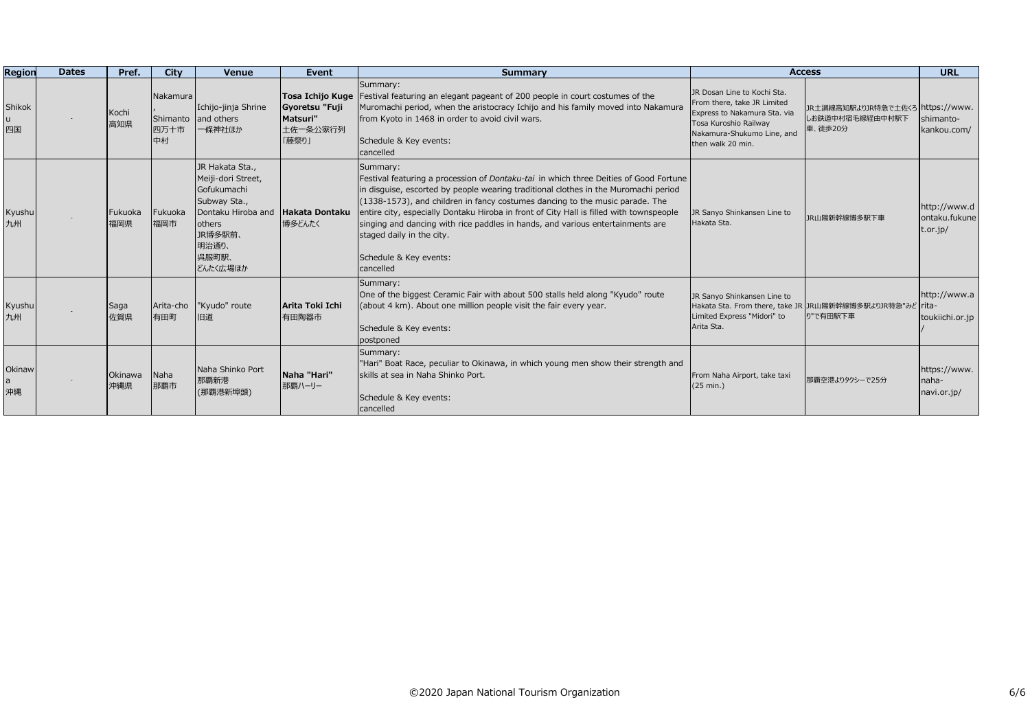| Region | Dates | Pref. | City | Venue | Event | Summary | Access | | URL |
|---|---|---|---|---|---|---|---|---|---|
| Shikoku 四国 | - | Kochi 高知県 | Nakamura, Shimanto 四万十市中村 | Ichijo-jinja Shrine and others 一條神社ほか | **Tosa Ichijo Kuge Gyoretsu "Fuji Matsuri"** 土佐一条公家行列「藤祭り」 | Summary:<br>Festival featuring an elegant pageant of 200 people in court costumes of the Muromachi period, when the aristocracy Ichijo and his family moved into Nakamura from Kyoto in 1468 in order to avoid civil wars.<br><br>Schedule & Key events:<br>cancelled | JR Dosan Line to Kochi Sta. From there, take JR Limited Express to Nakamura Sta. via Tosa Kuroshio Railway Nakamura-Shukumo Line, and then walk 20 min. | JR土讃線高知駅よりJR特急で土佐くろしお鉄道中村宿毛線経由中村駅下車、徒歩20分 | https://www.shimanto-kankou.com/ |
| Kyushu 九州 | - | Fukuoka 福岡県 | Fukuoka 福岡市 | JR Hakata Sta., Meiji-dori Street, Gofukumachi Subway Sta., Dontaku Hiroba and others<br>JR博多駅前、明治通り、呉服町駅、どんたく広場ほか | **Hakata Dontaku** 博多どんたく | Summary:<br>Festival featuring a procession of *Dontaku-tai* in which three Deities of Good Fortune in disguise, escorted by people wearing traditional clothes in the Muromachi period (1338-1573), and children in fancy costumes dancing to the music parade. The entire city, especially Dontaku Hiroba in front of City Hall is filled with townspeople singing and dancing with rice paddles in hands, and various entertainments are staged daily in the city.<br><br>Schedule & Key events:<br>cancelled | JR Sanyo Shinkansen Line to Hakata Sta. | JR山陽新幹線博多駅下車 | http://www.dontaku.fukunet.or.jp/ |
| Kyushu 九州 | - | Saga 佐賀県 | Arita-cho 有田町 | "Kyudo" route 旧道 | **Arita Toki Ichi** 有田陶器市 | Summary:<br>One of the biggest Ceramic Fair with about 500 stalls held along "Kyudo" route (about 4 km). About one million people visit the fair every year.<br><br>Schedule & Key events:<br>postponed | JR Sanyo Shinkansen Line to Hakata Sta. From there, take JR Limited Express "Midori" to Arita Sta. | JR山陽新幹線博多駅よりJR特急"みどり"で有田駅下車 | http://www.arita-toukiichi.or.jp/ |
| Okinawa 沖縄 | - | Okinawa 沖縄県 | Naha 那覇市 | Naha Shinko Port 那覇新港(那覇港新埠頭) | **Naha "Hari"** 那覇ハーリー | Summary:<br>"Hari" Boat Race, peculiar to Okinawa, in which young men show their strength and skills at sea in Naha Shinko Port.<br><br>Schedule & Key events:<br>cancelled | From Naha Airport, take taxi (25 min.) | 那覇空港よりタクシーで25分 | https://www.naha-navi.or.jp/ |

©2020 Japan National Tourism Organization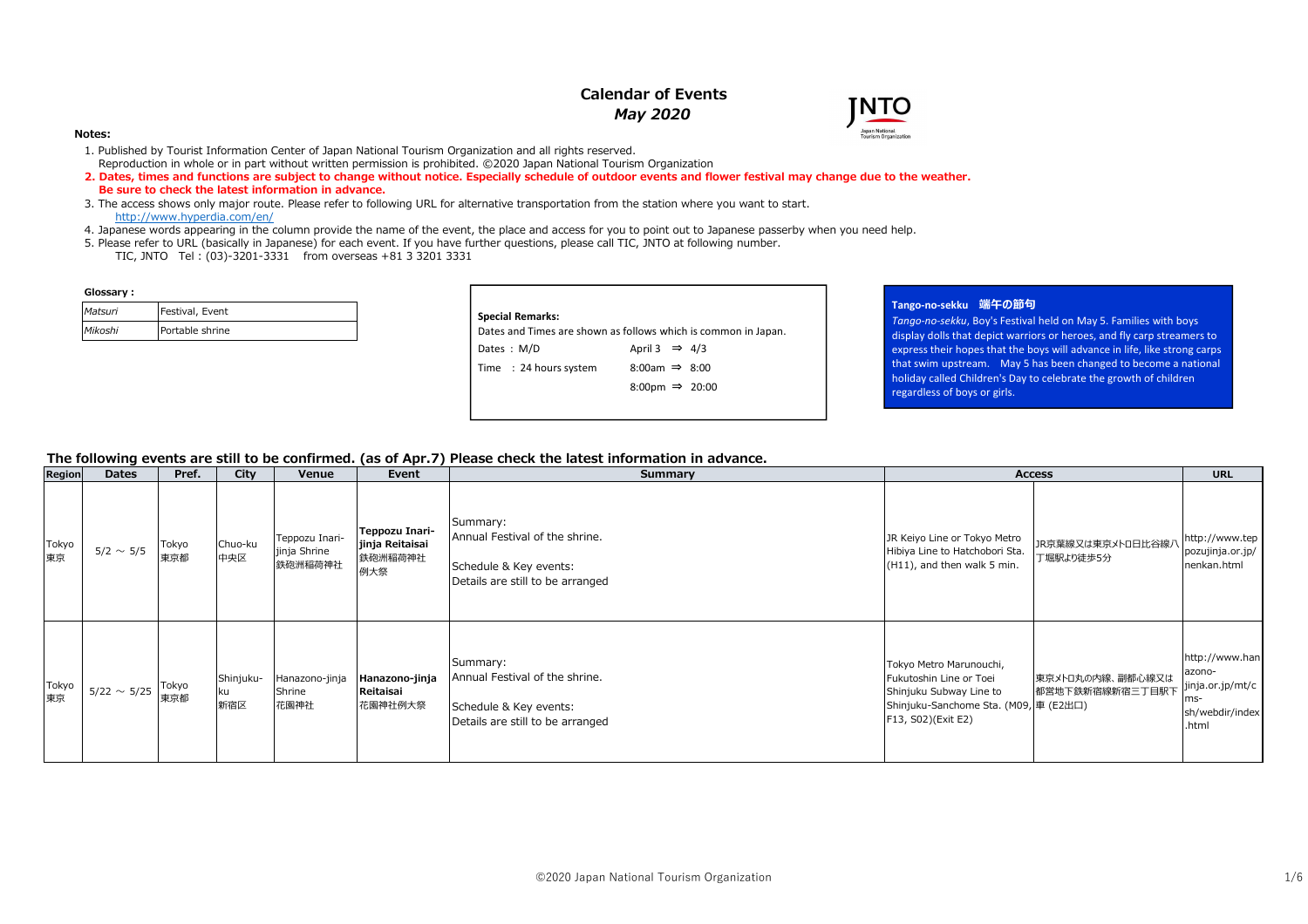# Calendar of Events
## *May 2020*

JNTO
Japan National Tourism Organization

**Notes:**

1. Published by Tourist Information Center of Japan National Tourism Organization and all rights reserved.
   Reproduction in whole or in part without written permission is prohibited. ©2020 Japan National Tourism Organization
2. **Dates, times and functions are subject to change without notice. Especially schedule of outdoor events and flower festival may change due to the weather.
   Be sure to check the latest information in advance.**
3. The access shows only major route. Please refer to following URL for alternative transportation from the station where you want to start.
   http://www.hyperdia.com/en/
4. Japanese words appearing in the column provide the name of the event, the place and access for you to point out to Japanese passerby when you need help.
5. Please refer to URL (basically in Japanese) for each event. If you have further questions, please call TIC, JNTO at following number.
   TIC, JNTO Tel : (03)-3201-3331 from overseas +81 3 3201 3331

**Glossary :**

| | |
|---|---|
| *Matsuri* | Festival, Event |
| *Mikoshi* | Portable shrine |

**Special Remarks:**
Dates and Times are shown as follows which is common in Japan.

| | |
|---|---|
| Dates : M/D | April 3 ⇒ 4/3 |
| Time : 24 hours system | 8:00am ⇒ 8:00 |
| | 8:00pm ⇒ 20:00 |

**Tango-no-sekku 端午の節句**
*Tango-no-sekku*, Boy's Festival held on May 5. Families with boys display dolls that depict warriors or heroes, and fly carp streamers to express their hopes that the boys will advance in life, like strong carps that swim upstream. May 5 has been changed to become a national holiday called Children's Day to celebrate the growth of children regardless of boys or girls.

**The following events are still to be confirmed. (as of Apr.7) Please check the latest information in advance.**

| Region | Dates | Pref. | City | Venue | Event | Summary | Access | | URL |
|---|---|---|---|---|---|---|---|---|---|
| Tokyo 東京 | 5/2 ～ 5/5 | Tokyo 東京都 | Chuo-ku 中央区 | Teppozu Inari-jinja Shrine 鉄砲洲稲荷神社 | **Teppozu Inari-jinja Reitaisai** 鉄砲洲稲荷神社例大祭 | Summary:<br>Annual Festival of the shrine.<br><br>Schedule & Key events:<br>Details are still to be arranged | JR Keiyo Line or Tokyo Metro Hibiya Line to Hatchobori Sta. (H11), and then walk 5 min. | JR京葉線又は東京メトロ日比谷線八丁堀駅より徒歩5分 | http://www.teppozujinja.or.jp/nenkan.html |
| Tokyo 東京 | 5/22 ～ 5/25 | Tokyo 東京都 | Shinjuku-ku 新宿区 | Hanazono-jinja Shrine 花園神社 | **Hanazono-jinja Reitaisai** 花園神社例大祭 | Summary:<br>Annual Festival of the shrine.<br><br>Schedule & Key events:<br>Details are still to be arranged | Tokyo Metro Marunouchi, Fukutoshin Line or Toei Shinjuku Subway Line to Shinjuku-Sanchome Sta. (M09, F13, S02)(Exit E2) | 東京メトロ丸の内線、副都心線又は都営地下鉄新宿線新宿三丁目駅下車 (E2出口) | http://www.hanazono-jinja.or.jp/mt/cms-sh/webdir/index.html |

©2020 Japan National Tourism Organization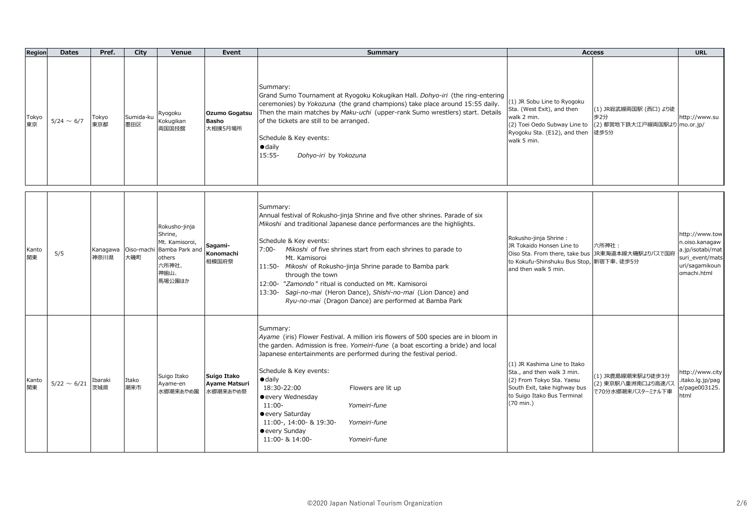| Region | Dates | Pref. | City | Venue | Event | Summary | Access | | URL |
|---|---|---|---|---|---|---|---|---|---|
| Tokyo 東京 | 5/24 ～ 6/7 | Tokyo 東京都 | Sumida-ku 墨田区 | Ryogoku Kokugikan 両国国技館 | **Ozumo Gogatsu Basho** 大相撲5月場所 | Summary:<br>Grand Sumo Tournament at Ryogoku Kokugikan Hall. *Dohyo-iri* (the ring-entering ceremonies) by *Yokozuna* (the grand champions) take place around 15:55 daily. Then the main matches by *Maku-uchi* (upper-rank Sumo wrestlers) start. Details of the tickets are still to be arranged.<br><br>Schedule & Key events:<br>●daily<br>15:55- *Dohyo-iri* by *Yokozuna* | (1) JR Sobu Line to Ryogoku Sta. (West Exit), and then walk 2 min.<br>(2) Toei Oedo Subway Line to Ryogoku Sta. (E12), and then walk 5 min. | (1) JR総武線両国駅 (西口) より徒歩2分<br>(2) 都営地下鉄大江戸線両国駅より徒歩5分 | http://www.sumo.or.jp/ |
| Kanto 関東 | 5/5 | Kanagawa 神奈川県 | Oiso-machi 大磯町 | Rokusho-jinja Shrine, Mt. Kamisoroi, Bamba Park and others<br>六所神社、神揃山、馬場公園ほか | **Sagami-Konomachi** 相模国府祭 | Summary:<br>Annual festival of Rokusho-jinja Shrine and five other shrines. Parade of six *Mikoshi* and traditional Japanese dance performances are the highlights.<br><br>Schedule & Key events:<br>7:00- *Mikoshi* of five shrines start from each shrines to parade to Mt. Kamisoroi<br>11:50- *Mikoshi* of Rokusho-jinja Shrine parade to Bamba park through the town<br>12:00- "*Zamondo*" ritual is conducted on Mt. Kamisoroi<br>13:30- *Sagi-no-mai* (Heron Dance), *Shishi-no-mai* (Lion Dance) and *Ryu-no-mai* (Dragon Dance) are performed at Bamba Park | Rokusho-jinja Shrine :<br>JR Tokaido Honsen Line to Oiso Sta. From there, take bus to Kokufu-Shinshuku Bus Stop, and then walk 5 min. | 六所神社：<br>JR東海道本線大磯駅よりバスで国府新宿下車、徒歩5分 | http://www.town.oiso.kanagawa.jp/isotabi/matsuri_event/matsuri/sagamikounomachi.html |
| Kanto 関東 | 5/22 ～ 6/21 | Ibaraki 茨城県 | Itako 潮来市 | Suigo Itako Ayame-en 水郷潮来あやめ園 | **Suigo Itako Ayame Matsuri** 水郷潮来あやめ祭 | Summary:<br>*Ayame* (iris) Flower Festival. A million iris flowers of 500 species are in bloom in the garden. Admission is free. *Yomeiri-fune* (a boat escorting a bride) and local Japanese entertainments are performed during the festival period.<br><br>Schedule & Key events:<br>●daily<br>18:30-22:00 Flowers are lit up<br>●every Wednesday<br>11:00- *Yomeiri-fune*<br>●every Saturday<br>11:00-, 14:00- & 19:30- *Yomeiri-fune*<br>●every Sunday<br>11:00- & 14:00- *Yomeiri-fune* | (1) JR Kashima Line to Itako Sta., and then walk 3 min.<br>(2) From Tokyo Sta. Yaesu South Exit, take highway bus to Suigo Itako Bus Terminal (70 min.) | (1) JR鹿島線潮来駅より徒歩3分<br>(2) 東京駅八重洲南口より高速バスで70分水郷潮来バスターミナル下車 | http://www.city.itako.lg.jp/page/page003125.html |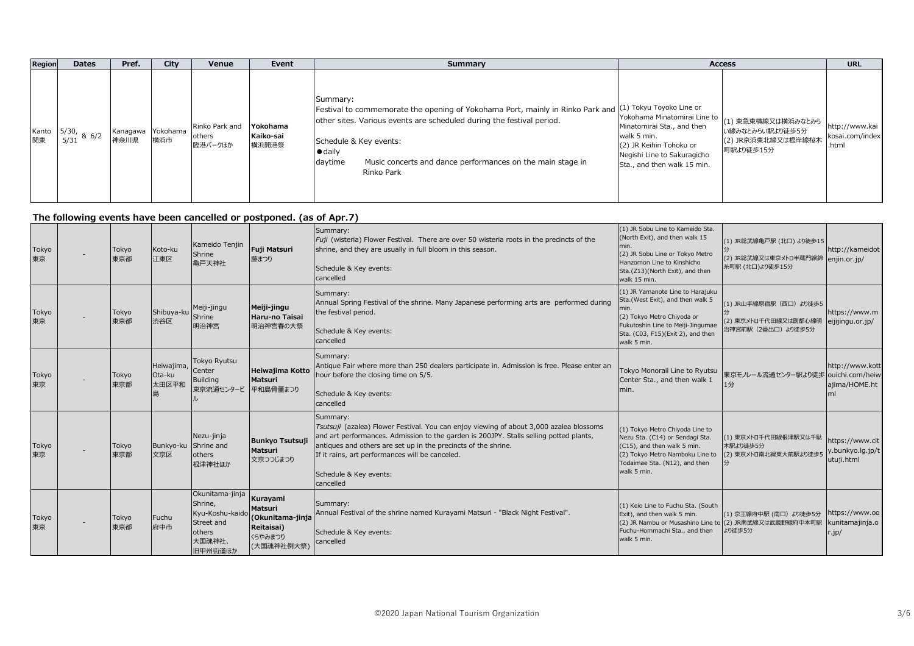| Region | Dates | Pref. | City | Venue | Event | Summary | Access | | URL |
|---|---|---|---|---|---|---|---|---|---|
| Kanto 関東 | 5/30, 5/31 & 6/2 | Kanagawa 神奈川県 | Yokohama 横浜市 | Rinko Park and others 臨港パークほか | **Yokohama Kaiko-sai** 横浜開港祭 | Summary: Festival to commemorate the opening of Yokohama Port, mainly in Rinko Park and other sites. Various events are scheduled during the festival period. Schedule & Key events: ●daily daytime Music concerts and dance performances on the main stage in Rinko Park | (1) Tokyu Toyoko Line or Yokohama Minatomirai Line to Minatomirai Sta., and then walk 5 min. (2) JR Keihin Tohoku or Negishi Line to Sakuragicho Sta., and then walk 15 min. | (1) 東急東横線又は横浜みなとみらい線みなとみらい駅より徒歩5分 (2) JR京浜東北線又は根岸線桜木町駅より徒歩15分 | http://www.kaikosai.com/index.html |

## The following events have been cancelled or postponed. (as of Apr.7)

| Region | Dates | Pref. | City | Venue | Event | Summary | Access | | URL |
|---|---|---|---|---|---|---|---|---|---|
| Tokyo 東京 | - | Tokyo 東京都 | Koto-ku 江東区 | Kameido Tenjin Shrine 亀戸天神社 | **Fuji Matsuri** 藤まつり | Summary: *Fuji* (wisteria) Flower Festival. There are over 50 wisteria roots in the precincts of the shrine, and they are usually in full bloom in this season. Schedule & Key events: cancelled | (1) JR Sobu Line to Kameido Sta. (North Exit), and then walk 15 min. (2) JR Sobu Line or Tokyo Metro Hanzomon Line to Kinshicho Sta.(Z13)(North Exit), and then walk 15 min. | (1) JR総武線亀戸駅 (北口) より徒歩15分 (2) JR総武線又は東京メトロ半蔵門線錦糸町駅 (北口)より徒歩15分 | http://kameidotenjin.or.jp/ |
| Tokyo 東京 | - | Tokyo 東京都 | Shibuya-ku 渋谷区 | Meiji-jingu Shrine 明治神宮 | **Meiji-jingu Haru-no Taisai** 明治神宮春の大祭 | Summary: Annual Spring Festival of the shrine. Many Japanese performing arts are performed during the festival period. Schedule & Key events: cancelled | (1) JR Yamanote Line to Harajuku Sta.(West Exit), and then walk 5 min. (2) Tokyo Metro Chiyoda or Fukutoshin Line to Meiji-Jingumae Sta. (C03, F15)(Exit 2), and then walk 5 min. | (1) JR山手線原宿駅 (西口) より徒歩5分 (2) 東京メトロ千代田線又は副都心線明治神宮前駅 (2番出口) より徒歩5分 | https://www.meijijingu.or.jp/ |
| Tokyo 東京 | - | Tokyo 東京都 | Heiwajima, Ota-ku 太田区平和島 | Tokyo Ryutsu Center Building 東京流通センタービル | **Heiwajima Kotto Matsuri** 平和島骨董まつり | Summary: Antique Fair where more than 250 dealers participate in. Admission is free. Please enter an hour before the closing time on 5/5. Schedule & Key events: cancelled | Tokyo Monorail Line to Ryutsu Center Sta., and then walk 1 min. | 東京モノレール流通センター駅より徒歩1分 | http://www.kottouichi.com/heiwajima/HOME.html |
| Tokyo 東京 | - | Tokyo 東京都 | Bunkyo-ku 文京区 | Nezu-jinja Shrine and others 根津神社ほか | **Bunkyo Tsutsuji Matsuri** 文京つつじまつり | Summary: *Tsutsuji* (azalea) Flower Festival. You can enjoy viewing of about 3,000 azalea blossoms and art performances. Admission to the garden is 200JPY. Stalls selling potted plants, antiques and others are set up in the precincts of the shrine. If it rains, art performances will be canceled. Schedule & Key events: cancelled | (1) Tokyo Metro Chiyoda Line to Nezu Sta. (C14) or Sendagi Sta. (C15), and then walk 5 min. (2) Tokyo Metro Namboku Line to Todaimae Sta. (N12), and then walk 5 min. | (1) 東京メトロ千代田線根津駅又は千駄木駅より徒歩5分 (2) 東京メトロ南北線東大前駅より徒歩5分 | https://www.city.bunkyo.lg.jp/tutuji.html |
| Tokyo 東京 | - | Tokyo 東京都 | Fuchu 府中市 | Okunitama-jinja Shrine, Kyu-Koshu-kaido Street and others 大国魂神社、旧甲州街道ほか | **Kurayami Matsuri (Okunitama-jinja Reitaisai)** くらやみまつり (大国魂神社例大祭) | Summary: Annual Festival of the shrine named Kurayami Matsuri - "Black Night Festival". Schedule & Key events: cancelled | (1) Keio Line to Fuchu Sta. (South Exit), and then walk 5 min. (2) JR Nambu or Musashino Line to Fuchu-Hommachi Sta., and then walk 5 min. | (1) 京王線府中駅 (南口) より徒歩5分 (2) JR南武線又は武蔵野線府中本町駅より徒歩5分 | https://www.ookunitamajinja.or.jp/ |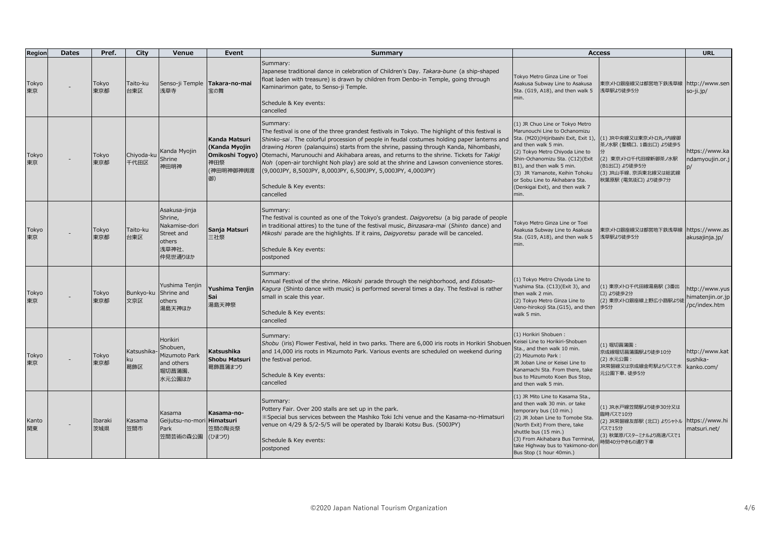| Region | Dates | Pref. | City | Venue | Event | Summary | Access | | URL |
|---|---|---|---|---|---|---|---|---|---|
| Tokyo 東京 | - | Tokyo 東京都 | Taito-ku 台東区 | Senso-ji Temple 浅草寺 | **Takara-no-mai** 宝の舞 | Summary: Japanese traditional dance in celebration of Children's Day. *Takara-bune* (a ship-shaped float laden with treasure) is drawn by children from Denbo-in Temple, going through Kaminarimon gate, to Senso-ji Temple. Schedule & Key events: cancelled | Tokyo Metro Ginza Line or Toei Asakusa Subway Line to Asakusa Sta. (G19, A18), and then walk 5 min. | 東京メトロ銀座線又は都営地下鉄浅草線浅草駅より徒歩5分 | http://www.senso-ji.jp/ |
| Tokyo 東京 | - | Tokyo 東京都 | Chiyoda-ku 千代田区 | Kanda Myojin Shrine 神田明神 | **Kanda Matsuri (Kanda Myojin Omikoshi Togyo)** 神田祭 (神田明神御神輿渡御) | Summary: The festival is one of the three grandest festivals in Tokyo. The highlight of this festival is *Shinko-sai*. The colorful procession of people in feudal costumes holding paper lanterns and drawing *Horen* (palanquins) starts from the shrine, passing through Kanda, Nihombashi, Otemachi, Marunouchi and Akihabara areas, and returns to the shrine. Tickets for *Takigi Noh* (open-air torchlight Noh play) are sold at the shrine and Lawson convenience stores. (9,000JPY, 8,500JPY, 8,000JPY, 6,500JPY, 5,000JPY, 4,000JPY) Schedule & Key events: cancelled | (1) JR Chuo Line or Tokyo Metro Marunouchi Line to Ochanomizu Sta. (M20)(Hijiribashi Exit, Exit 1), and then walk 5 min. (2) Tokyo Metro Chiyoda Line to Shin-Ochanomizu Sta. (C12)(Exit B1), and then walk 5 min. (3) JR Yamanote, Keihin Tohoku or Sobu Line to Akihabara Sta. (Denkigai Exit), and then walk 7 min. | (1) JR中央線又は東京メトロ丸ノ内線御茶ノ水駅 (聖橋口、1番出口) より徒歩5分 (2) 東京メトロ千代田線新御茶ノ水駅 (B1出口) より徒歩5分 (3) JR山手線、京浜東北線又は総武線秋葉原駅 (電気街口) より徒歩7分 | https://www.kandamyoujin.or.jp/ |
| Tokyo 東京 | - | Tokyo 東京都 | Taito-ku 台東区 | Asakusa-jinja Shrine, Nakamise-dori Street and others 浅草神社、仲見世通りほか | **Sanja Matsuri** 三社祭 | Summary: The festival is counted as one of the Tokyo's grandest. *Daigyoretsu* (a big parade of people in traditional attires) to the tune of the festival music, *Binzasara-mai* (*Shinto* dance) and *Mikoshi* parade are the highlights. If it rains, *Daigyoretsu* parade will be canceled. Schedule & Key events: postponed | Tokyo Metro Ginza Line or Toei Asakusa Subway Line to Asakusa Sta. (G19, A18), and then walk 5 min. | 東京メトロ銀座線又は都営地下鉄浅草線浅草駅より徒歩5分 | https://www.asakusajinja.jp/ |
| Tokyo 東京 | - | Tokyo 東京都 | Bunkyo-ku 文京区 | Yushima Tenjin Shrine and others 湯島天神ほか | **Yushima Tenjin Sai** 湯島天神祭 | Summary: Annual Festival of the shrine. *Mikoshi* parade through the neighborhood, and *Edosato-Kagura* (Shinto dance with music) is performed several times a day. The festival is rather small in scale this year. Schedule & Key events: cancelled | (1) Tokyo Metro Chiyoda Line to Yushima Sta. (C13)(Exit 3), and then walk 2 min. (2) Tokyo Metro Ginza Line to Ueno-hirokoji Sta.(G15), and then walk 5 min. | (1) 東京メトロ千代田線湯島駅 (3番出口) より徒歩2分 (2) 東京メトロ銀座線上野広小路駅より徒歩5分 | http://www.yushimatenjin.or.jp/pc/index.htm |
| Tokyo 東京 | - | Tokyo 東京都 | Katsushika-ku 葛飾区 | Horikiri Shobuen, Mizumoto Park and others 堀切菖蒲園、水元公園ほか | **Katsushika Shobu Matsuri** 葛飾菖蒲まつり | Summary: *Shobu* (iris) Flower Festival, held in two parks. There are 6,000 iris roots in Horikiri Shobuen and 14,000 iris roots in Mizumoto Park. Various events are scheduled on weekend during the festival period. Schedule & Key events: cancelled | (1) Horikiri Shobuen : Keisei Line to Horikiri-Shobuen Sta., and then walk 10 min. (2) Mizumoto Park : JR Joban Line or Keisei Line to Kanamachi Sta. From there, take bus to Mizumoto Koen Bus Stop, and then walk 5 min. | (1) 堀切菖蒲園：京成線堀切菖蒲園駅より徒歩10分 (2) 水元公園：JR常磐線又は京成線金町駅よりバスで水元公園下車、徒歩5分 | http://www.katsushika-kanko.com/ |
| Kanto 関東 | - | Ibaraki 茨城県 | Kasama 笠間市 | Kasama Geijutsu-no-mori Park 笠間芸術の森公園 | **Kasama-no-Himatsuri** 笠間の陶炎祭 (ひまつり) | Summary: Pottery Fair. Over 200 stalls are set up in the park. ※Special bus services between the Mashiko Toki Ichi venue and the Kasama-no-Himatsuri venue on 4/29 & 5/2-5/5 will be operated by Ibaraki Kotsu Bus. (500JPY) Schedule & Key events: postponed | (1) JR Mito Line to Kasama Sta., and then walk 30 min. or take temporary bus (10 min.) (2) JR Joban Line to Tomobe Sta. (North Exit) From there, take shuttle bus (15 min.) (3) From Akihabara Bus Terminal, take Highway bus to Yakimono-dori Bus Stop (1 hour 40min.) | (1) JR水戸線笠間駅より徒歩30分又は臨時バスで10分 (2) JR常磐線友部駅 (北口) よりシャトルバスで15分 (3) 秋葉原バスターミナルより高速バスで1時間40分やきもの通り下車 | https://www.himatsuri.net/ |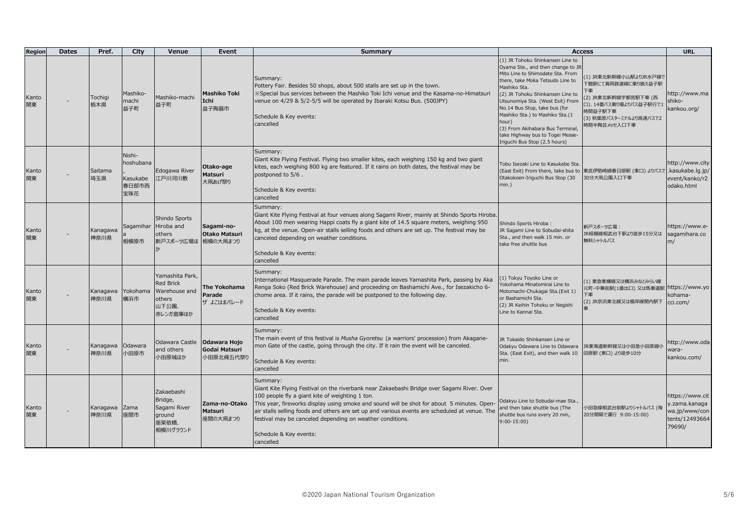| Region | Dates | Pref. | City | Venue | Event | Summary | Access | | URL |
|---|---|---|---|---|---|---|---|---|---|
| Kanto 関東 | - | Tochigi 栃木県 | Mashiko-machi 益子町 | Mashiko-machi 益子町 | **Mashiko Toki Ichi** 益子陶器市 | Summary: Pottery Fair. Besides 50 shops, about 500 stalls are set up in the town. ※Special bus services between the Mashiko Toki Ichi venue and the Kasama-no-Himatsuri venue on 4/29 & 5/2-5/5 will be operated by Ibaraki Kotsu Bus. (500JPY) Schedule & Key events: cancelled | (1) JR Tohoku Shinkansen Line to Oyama Sta., and then change to JR Mito Line to Shimodate Sta. From there, take Moka Tetsudo Line to Mashiko Sta. (2) JR Tohoku Shinkansen Line to Utsunomiya Sta. (West Exit) From No.14 Bus Stop, take bus (for Mashiko Sta.) to Mashiko Sta.(1 hour) (3) From Akihabara Bus Terminal, take Highway bus to Togei Messe-Iriguchi Bus Stop (2.5 hours) | (1) JR東北新幹線小山駅よりJR水戸線で下館駅にて真岡鉄道線に乗り換え益子駅下車 (2) JR東北新幹線宇都宮駅下車 (西口)、14番バス乗り場よりバス益子駅行で1時間益子駅下車 (3) 秋葉原バスターミナルより高速バスで2時間半陶芸メッセ入口下車 | http://www.mashiko-kankou.org/ |
| Kanto 関東 | - | Saitama 埼玉県 | Nishi-hoshubana, Kasukabe 春日部市西宝珠花 | Edogawa River 江戸川河川敷 | **Otako-age Matsuri** 大凧あげ祭り | Summary: Giant Kite Flying Festival. Flying two smaller kites, each weighing 150 kg and two giant kites, each weighing 800 kg are featured. If it rains on both dates, the festival may be postponed to 5/6 . Schedule & Key events: cancelled | Tobu Isezaki Line to Kasukabe Sta. (East Exit) From there, take bus to Otakokoen-Iriguchi Bus Stop (30 min.) | 東武伊勢崎線春日部駅 (東口) よりバスで30分大凧公園入口下車 | http://www.city.kasukabe.lg.jp/event/kanko/r2odako.html |
| Kanto 関東 | - | Kanagawa 神奈川県 | Sagamihara 相模原市 | Shindo Sports Hiroba and others 新戸スポーツ広場ほか | **Sagami-no-Otako Matsuri** 相模の大凧まつり | Summary: Giant Kite Flying Festival at four venues along Sagami River, mainly at Shindo Sports Hiroba. About 100 men wearing Happi coats fly a giant kite of 14.5 square meters, weighing 950 kg, at the venue. Open-air stalls selling foods and others are set up. The festival may be canceled depending on weather conditions. Schedule & Key events: cancelled | Shindo Sports Hiroba : JR Sagami Line to Sobudai-shita Sta., and then walk 15 min. or take free shuttle bus | 新戸スポーツ広場 : JR相模線相武台下駅より徒歩15分又は無料シャトルバス | https://www.e-sagamihara.com/ |
| Kanto 関東 | - | Kanagawa 神奈川県 | Yokohama 横浜市 | Yamashita Park, Red Brick Warehouse and others 山下公園、赤レンガ倉庫ほか | **The Yokohama Parade** ザ よこはまパレード | Summary: International Masquerade Parade. The main parade leaves Yamashita Park, passing by Aka Renga Soko (Red Brick Warehouse) and proceeding on Bashamichi Ave., for Isezakicho 6-chome area. If it rains, the parade will be postponed to the following day. Schedule & Key events: cancelled | (1) Tokyu Toyoko Line or Yokohama Minatomirai Line to Motomachi-Chukagai Sta.(Exit 1) or Bashamichi Sta. (2) JR Keihin Tohoku or Negishi Line to Kannai Sta. | (1) 東急東横線又は横浜みなとみらい線元町・中華街駅(1番出口) 又は馬車道駅下車 (2) JR京浜東北線又は根岸線関内駅下車 | https://www.yokohama-cci.com/ |
| Kanto 関東 | - | Kanagawa 神奈川県 | Odawara 小田原市 | Odawara Castle and others 小田原城ほか | **Odawara Hojo Godai Matsuri** 小田原北條五代祭り | Summary: The main event of this festival is *Musha Gyoretsu* (a warriors' procession) from Akagane-mon Gate of the castle, going through the city. If it rain the event will be canceled. Schedule & Key events: cancelled | JR Tokaido Shinkansen Line or Odakyu Odawara Line to Odawara Sta. (East Exit), and then walk 10 min. | JR東海道新幹線又は小田急小田原線小田原駅 (東口) より徒歩10分 | http://www.odawara-kankou.com/ |
| Kanto 関東 | - | Kanagawa 神奈川県 | Zama 座間市 | Zakaebashi Bridge, Sagami River ground 座架依橋、相模川グラウンド | **Zama-no-Otako Matsuri** 座間の大凧まつり | Summary: Giant Kite Flying Festival on the riverbank near Zakaebashi Bridge over Sagami River. Over 100 people fly a giant kite of weighting 1 ton. This year, fireworks display using smoke and sound will be shot for about 5 minutes. Open-air stalls selling foods and others are set up and various events are scheduled at venue. The festival may be canceled depending on weather conditions. Schedule & Key events: cancelled | Odakyu Line to Sobudai-mae Sta., and then take shuttle bus (The shuttle bus runs every 20 min, 9:00-15:00) | 小田急線相武台前駅よりシャトルバス (毎20分間隔で運行 9:00-15:00) | https://www.city.zama.kanagawa.jp/www/contents/1249366479690/ |

©2020 Japan National Tourism Organization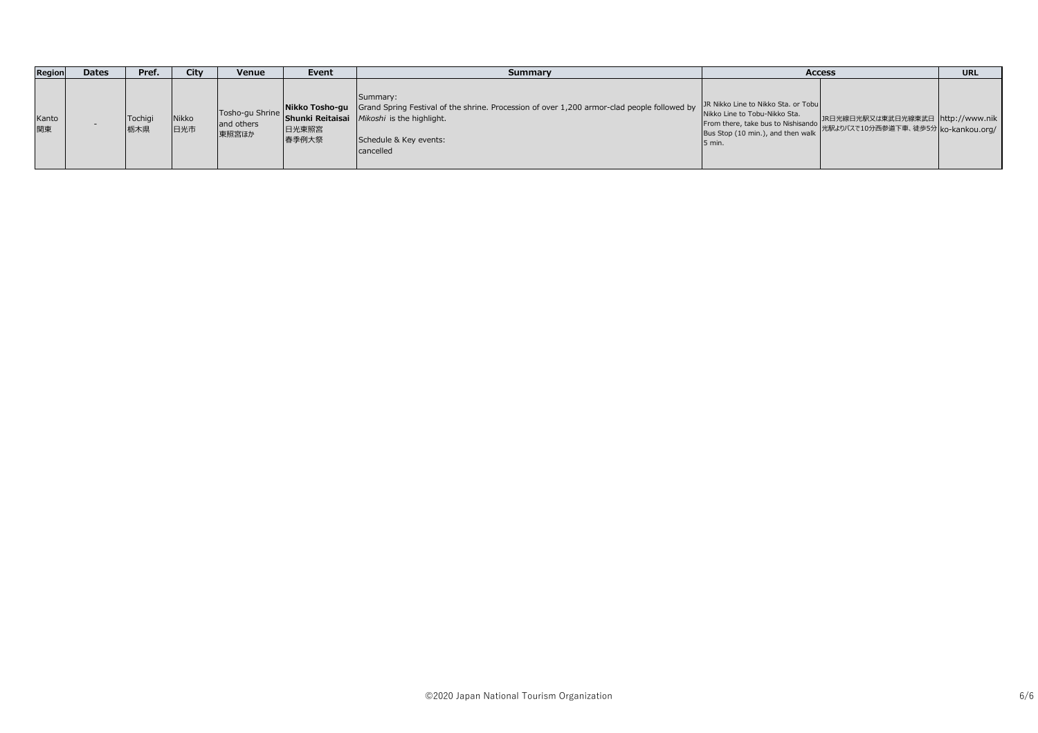| Region | Dates | Pref. | City | Venue | Event | Summary | Access | | URL |
|---|---|---|---|---|---|---|---|---|---|
| Kanto 関東 | - | Tochigi 栃木県 | Nikko 日光市 | Tosho-gu Shrine and others 東照宮ほか | **Nikko Tosho-gu Shunki Reitaisai** 日光東照宮 春季例大祭 | Summary: Grand Spring Festival of the shrine. Procession of over 1,200 armor-clad people followed by *Mikoshi* is the highlight.<br><br>Schedule & Key events: cancelled | JR Nikko Line to Nikko Sta. or Tobu Nikko Line to Tobu-Nikko Sta. From there, take bus to Nishisando Bus Stop (10 min.), and then walk 5 min. | JR日光線日光駅又は東武日光線東武日光駅よりバスで10分西参道下車、徒歩5分 | http://www.nikko-kankou.org/ |

©2020 Japan National Tourism Organization